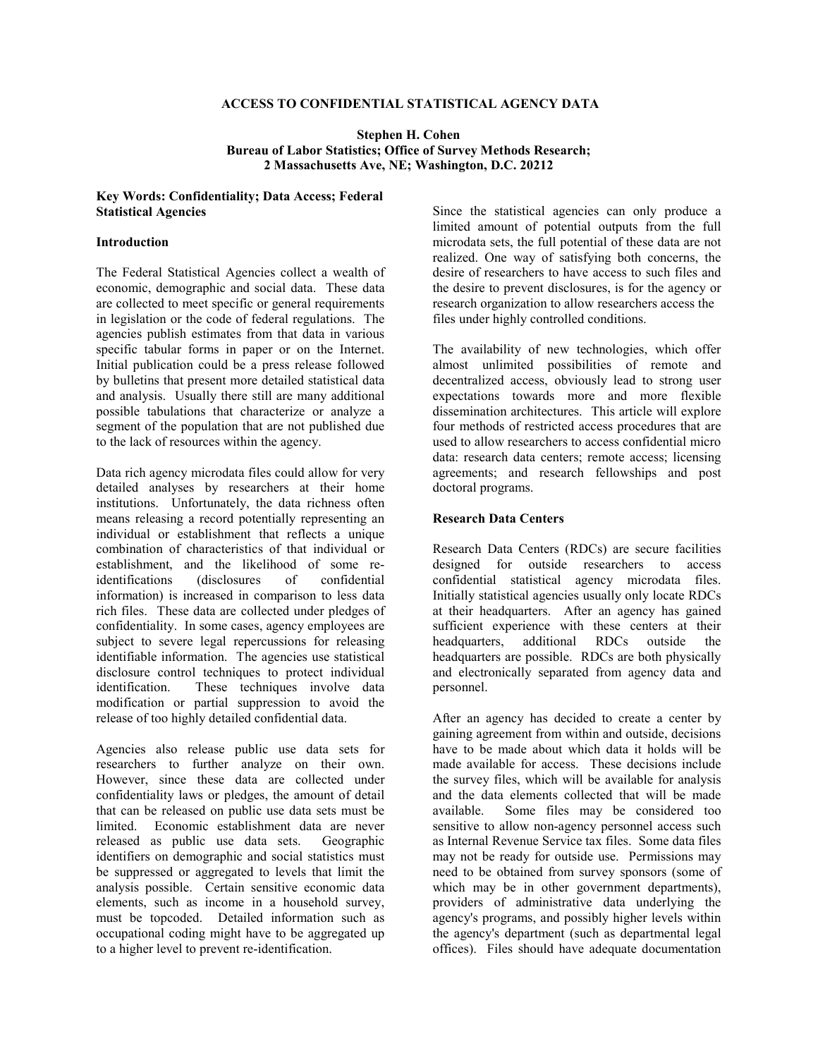# ACCESS TO CONFIDENTIAL STATISTICAL AGENCY DATA

**Stephen H. Cohen**
**Bureau of Labor Statistics; Office of Survey Methods Research; 2 Massachusetts Ave, NE; Washington, D.C. 20212**

**Key Words: Confidentiality; Data Access; Federal Statistical Agencies**

## Introduction

The Federal Statistical Agencies collect a wealth of economic, demographic and social data. These data are collected to meet specific or general requirements in legislation or the code of federal regulations. The agencies publish estimates from that data in various specific tabular forms in paper or on the Internet. Initial publication could be a press release followed by bulletins that present more detailed statistical data and analysis. Usually there still are many additional possible tabulations that characterize or analyze a segment of the population that are not published due to the lack of resources within the agency.

Data rich agency microdata files could allow for very detailed analyses by researchers at their home institutions. Unfortunately, the data richness often means releasing a record potentially representing an individual or establishment that reflects a unique combination of characteristics of that individual or establishment, and the likelihood of some re-identifications (disclosures of confidential information) is increased in comparison to less data rich files. These data are collected under pledges of confidentiality. In some cases, agency employees are subject to severe legal repercussions for releasing identifiable information. The agencies use statistical disclosure control techniques to protect individual identification. These techniques involve data modification or partial suppression to avoid the release of too highly detailed confidential data.

Agencies also release public use data sets for researchers to further analyze on their own. However, since these data are collected under confidentiality laws or pledges, the amount of detail that can be released on public use data sets must be limited. Economic establishment data are never released as public use data sets. Geographic identifiers on demographic and social statistics must be suppressed or aggregated to levels that limit the analysis possible. Certain sensitive economic data elements, such as income in a household survey, must be topcoded. Detailed information such as occupational coding might have to be aggregated up to a higher level to prevent re-identification.

Since the statistical agencies can only produce a limited amount of potential outputs from the full microdata sets, the full potential of these data are not realized. One way of satisfying both concerns, the desire of researchers to have access to such files and the desire to prevent disclosures, is for the agency or research organization to allow researchers access the files under highly controlled conditions.

The availability of new technologies, which offer almost unlimited possibilities of remote and decentralized access, obviously lead to strong user expectations towards more and more flexible dissemination architectures. This article will explore four methods of restricted access procedures that are used to allow researchers to access confidential micro data: research data centers; remote access; licensing agreements; and research fellowships and post doctoral programs.

## Research Data Centers

Research Data Centers (RDCs) are secure facilities designed for outside researchers to access confidential statistical agency microdata files. Initially statistical agencies usually only locate RDCs at their headquarters. After an agency has gained sufficient experience with these centers at their headquarters, additional RDCs outside the headquarters are possible. RDCs are both physically and electronically separated from agency data and personnel.

After an agency has decided to create a center by gaining agreement from within and outside, decisions have to be made about which data it holds will be made available for access. These decisions include the survey files, which will be available for analysis and the data elements collected that will be made available. Some files may be considered too sensitive to allow non-agency personnel access such as Internal Revenue Service tax files. Some data files may not be ready for outside use. Permissions may need to be obtained from survey sponsors (some of which may be in other government departments), providers of administrative data underlying the agency's programs, and possibly higher levels within the agency's department (such as departmental legal offices). Files should have adequate documentation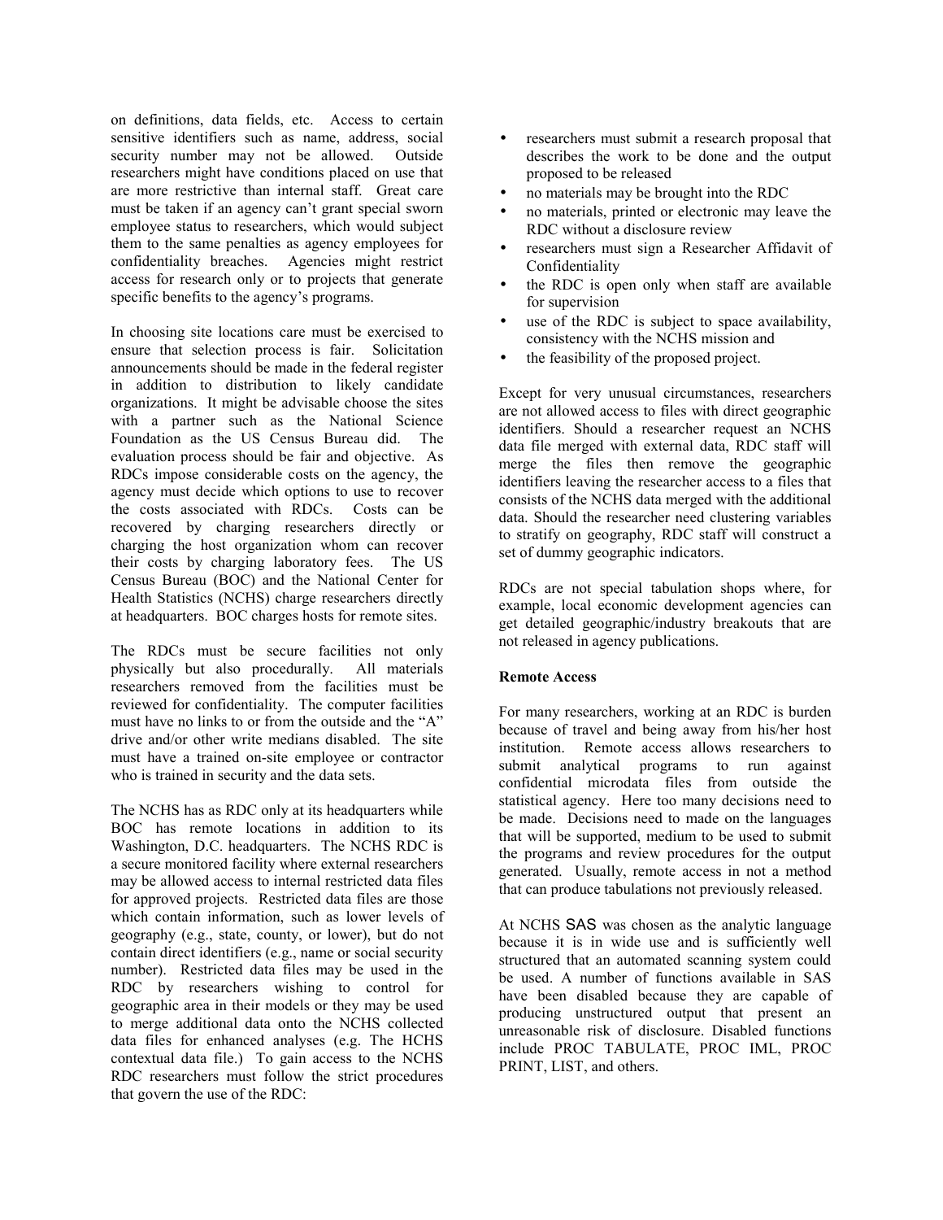on definitions, data fields, etc. Access to certain sensitive identifiers such as name, address, social security number may not be allowed. Outside researchers might have conditions placed on use that are more restrictive than internal staff. Great care must be taken if an agency can't grant special sworn employee status to researchers, which would subject them to the same penalties as agency employees for confidentiality breaches. Agencies might restrict access for research only or to projects that generate specific benefits to the agency's programs.

In choosing site locations care must be exercised to ensure that selection process is fair. Solicitation announcements should be made in the federal register in addition to distribution to likely candidate organizations. It might be advisable choose the sites with a partner such as the National Science Foundation as the US Census Bureau did. The evaluation process should be fair and objective. As RDCs impose considerable costs on the agency, the agency must decide which options to use to recover the costs associated with RDCs. Costs can be recovered by charging researchers directly or charging the host organization whom can recover their costs by charging laboratory fees. The US Census Bureau (BOC) and the National Center for Health Statistics (NCHS) charge researchers directly at headquarters. BOC charges hosts for remote sites.

The RDCs must be secure facilities not only physically but also procedurally. All materials researchers removed from the facilities must be reviewed for confidentiality. The computer facilities must have no links to or from the outside and the "A" drive and/or other write medians disabled. The site must have a trained on-site employee or contractor who is trained in security and the data sets.

The NCHS has as RDC only at its headquarters while BOC has remote locations in addition to its Washington, D.C. headquarters. The NCHS RDC is a secure monitored facility where external researchers may be allowed access to internal restricted data files for approved projects. Restricted data files are those which contain information, such as lower levels of geography (e.g., state, county, or lower), but do not contain direct identifiers (e.g., name or social security number). Restricted data files may be used in the RDC by researchers wishing to control for geographic area in their models or they may be used to merge additional data onto the NCHS collected data files for enhanced analyses (e.g. The HCHS contextual data file.) To gain access to the NCHS RDC researchers must follow the strict procedures that govern the use of the RDC:

- researchers must submit a research proposal that describes the work to be done and the output proposed to be released
- no materials may be brought into the RDC
- no materials, printed or electronic may leave the RDC without a disclosure review
- researchers must sign a Researcher Affidavit of Confidentiality
- the RDC is open only when staff are available for supervision
- use of the RDC is subject to space availability, consistency with the NCHS mission and
- the feasibility of the proposed project.

Except for very unusual circumstances, researchers are not allowed access to files with direct geographic identifiers. Should a researcher request an NCHS data file merged with external data, RDC staff will merge the files then remove the geographic identifiers leaving the researcher access to a files that consists of the NCHS data merged with the additional data. Should the researcher need clustering variables to stratify on geography, RDC staff will construct a set of dummy geographic indicators.

RDCs are not special tabulation shops where, for example, local economic development agencies can get detailed geographic/industry breakouts that are not released in agency publications.

**Remote Access**

For many researchers, working at an RDC is burden because of travel and being away from his/her host institution. Remote access allows researchers to submit analytical programs to run against confidential microdata files from outside the statistical agency. Here too many decisions need to be made. Decisions need to made on the languages that will be supported, medium to be used to submit the programs and review procedures for the output generated. Usually, remote access in not a method that can produce tabulations not previously released.

At NCHS SAS was chosen as the analytic language because it is in wide use and is sufficiently well structured that an automated scanning system could be used. A number of functions available in SAS have been disabled because they are capable of producing unstructured output that present an unreasonable risk of disclosure. Disabled functions include PROC TABULATE, PROC IML, PROC PRINT, LIST, and others.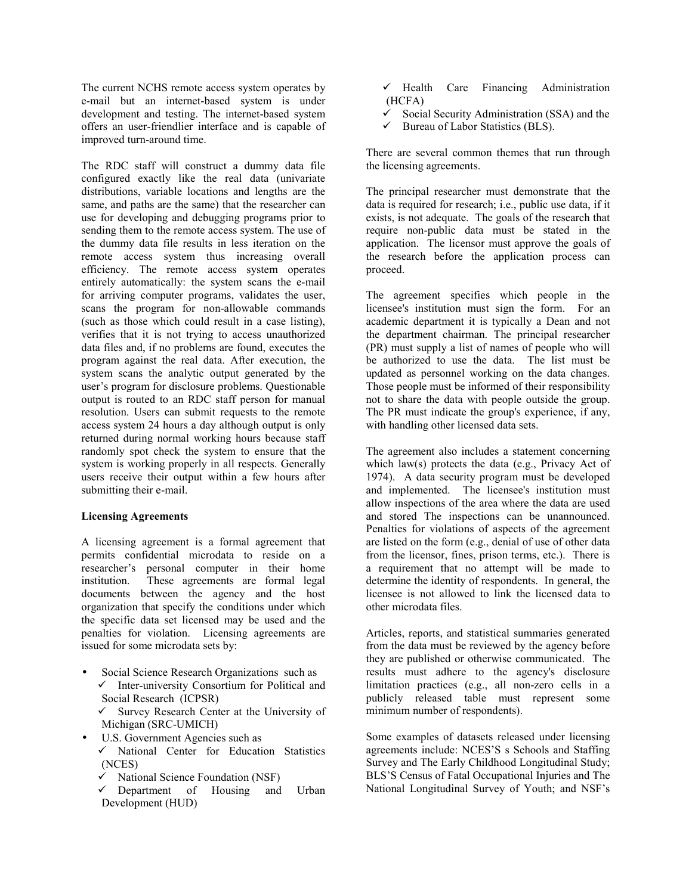The current NCHS remote access system operates by e-mail but an internet-based system is under development and testing. The internet-based system offers an user-friendlier interface and is capable of improved turn-around time.

The RDC staff will construct a dummy data file configured exactly like the real data (univariate distributions, variable locations and lengths are the same, and paths are the same) that the researcher can use for developing and debugging programs prior to sending them to the remote access system. The use of the dummy data file results in less iteration on the remote access system thus increasing overall efficiency. The remote access system operates entirely automatically: the system scans the e-mail for arriving computer programs, validates the user, scans the program for non-allowable commands (such as those which could result in a case listing), verifies that it is not trying to access unauthorized data files and, if no problems are found, executes the program against the real data. After execution, the system scans the analytic output generated by the user's program for disclosure problems. Questionable output is routed to an RDC staff person for manual resolution. Users can submit requests to the remote access system 24 hours a day although output is only returned during normal working hours because staff randomly spot check the system to ensure that the system is working properly in all respects. Generally users receive their output within a few hours after submitting their e-mail.

**Licensing Agreements**

A licensing agreement is a formal agreement that permits confidential microdata to reside on a researcher's personal computer in their home institution. These agreements are formal legal documents between the agency and the host organization that specify the conditions under which the specific data set licensed may be used and the penalties for violation. Licensing agreements are issued for some microdata sets by:

- Social Science Research Organizations such as
  - ✓ Inter-university Consortium for Political and Social Research (ICPSR)
  - ✓ Survey Research Center at the University of Michigan (SRC-UMICH)
- U.S. Government Agencies such as
  - ✓ National Center for Education Statistics (NCES)
  - ✓ National Science Foundation (NSF)
  - ✓ Department of Housing and Urban Development (HUD)
  - ✓ Health Care Financing Administration (HCFA)
  - ✓ Social Security Administration (SSA) and the
  - ✓ Bureau of Labor Statistics (BLS).

There are several common themes that run through the licensing agreements.

The principal researcher must demonstrate that the data is required for research; i.e., public use data, if it exists, is not adequate. The goals of the research that require non-public data must be stated in the application. The licensor must approve the goals of the research before the application process can proceed.

The agreement specifies which people in the licensee's institution must sign the form. For an academic department it is typically a Dean and not the department chairman. The principal researcher (PR) must supply a list of names of people who will be authorized to use the data. The list must be updated as personnel working on the data changes. Those people must be informed of their responsibility not to share the data with people outside the group. The PR must indicate the group's experience, if any, with handling other licensed data sets.

The agreement also includes a statement concerning which law(s) protects the data (e.g., Privacy Act of 1974). A data security program must be developed and implemented. The licensee's institution must allow inspections of the area where the data are used and stored The inspections can be unannounced. Penalties for violations of aspects of the agreement are listed on the form (e.g., denial of use of other data from the licensor, fines, prison terms, etc.). There is a requirement that no attempt will be made to determine the identity of respondents. In general, the licensee is not allowed to link the licensed data to other microdata files.

Articles, reports, and statistical summaries generated from the data must be reviewed by the agency before they are published or otherwise communicated. The results must adhere to the agency's disclosure limitation practices (e.g., all non-zero cells in a publicly released table must represent some minimum number of respondents).

Some examples of datasets released under licensing agreements include: NCES'S s Schools and Staffing Survey and The Early Childhood Longitudinal Study; BLS'S Census of Fatal Occupational Injuries and The National Longitudinal Survey of Youth; and NSF's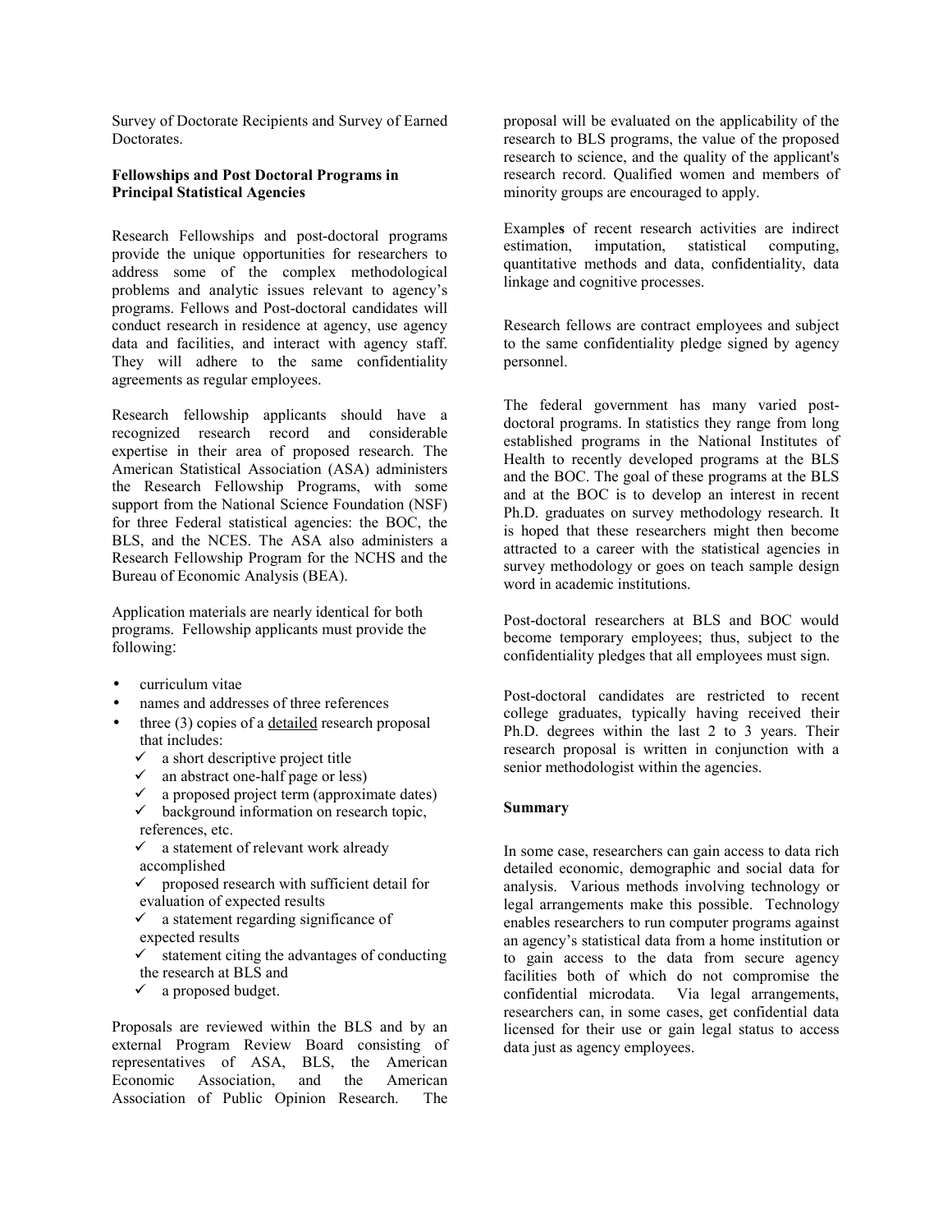Survey of Doctorate Recipients and Survey of Earned Doctorates.

**Fellowships and Post Doctoral Programs in Principal Statistical Agencies**

Research Fellowships and post-doctoral programs provide the unique opportunities for researchers to address some of the complex methodological problems and analytic issues relevant to agency's programs. Fellows and Post-doctoral candidates will conduct research in residence at agency, use agency data and facilities, and interact with agency staff. They will adhere to the same confidentiality agreements as regular employees.

Research fellowship applicants should have a recognized research record and considerable expertise in their area of proposed research. The American Statistical Association (ASA) administers the Research Fellowship Programs, with some support from the National Science Foundation (NSF) for three Federal statistical agencies: the BOC, the BLS, and the NCES. The ASA also administers a Research Fellowship Program for the NCHS and the Bureau of Economic Analysis (BEA).

Application materials are nearly identical for both programs. Fellowship applicants must provide the following:

- curriculum vitae
- names and addresses of three references
- three (3) copies of a <u>detailed</u> research proposal that includes:
  - ✓ a short descriptive project title
  - ✓ an abstract one-half page or less)
  - ✓ a proposed project term (approximate dates)
  - ✓ background information on research topic, references, etc.
  - ✓ a statement of relevant work already accomplished
  - ✓ proposed research with sufficient detail for evaluation of expected results
  - ✓ a statement regarding significance of expected results
  - ✓ statement citing the advantages of conducting the research at BLS and
  - ✓ a proposed budget.

Proposals are reviewed within the BLS and by an external Program Review Board consisting of representatives of ASA, BLS, the American Economic Association, and the American Association of Public Opinion Research. The proposal will be evaluated on the applicability of the research to BLS programs, the value of the proposed research to science, and the quality of the applicant's research record. Qualified women and members of minority groups are encouraged to apply.

Example**s** of recent research activities are indirect estimation, imputation, statistical computing, quantitative methods and data, confidentiality, data linkage and cognitive processes.

Research fellows are contract employees and subject to the same confidentiality pledge signed by agency personnel.

The federal government has many varied post-doctoral programs. In statistics they range from long established programs in the National Institutes of Health to recently developed programs at the BLS and the BOC. The goal of these programs at the BLS and at the BOC is to develop an interest in recent Ph.D. graduates on survey methodology research. It is hoped that these researchers might then become attracted to a career with the statistical agencies in survey methodology or goes on teach sample design word in academic institutions.

Post-doctoral researchers at BLS and BOC would become temporary employees; thus, subject to the confidentiality pledges that all employees must sign.

Post-doctoral candidates are restricted to recent college graduates, typically having received their Ph.D. degrees within the last 2 to 3 years. Their research proposal is written in conjunction with a senior methodologist within the agencies.

**Summary**

In some case, researchers can gain access to data rich detailed economic, demographic and social data for analysis. Various methods involving technology or legal arrangements make this possible. Technology enables researchers to run computer programs against an agency's statistical data from a home institution or to gain access to the data from secure agency facilities both of which do not compromise the confidential microdata. Via legal arrangements, researchers can, in some cases, get confidential data licensed for their use or gain legal status to access data just as agency employees.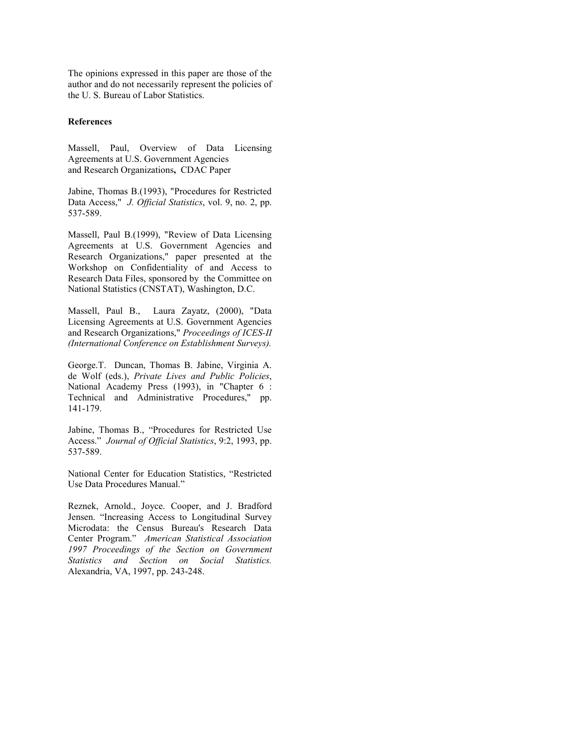The opinions expressed in this paper are those of the author and do not necessarily represent the policies of the U. S. Bureau of Labor Statistics.

**References**

Massell, Paul, Overview of Data Licensing Agreements at U.S. Government Agencies and Research Organizations**,** CDAC Paper

Jabine, Thomas B.(1993), "Procedures for Restricted Data Access," *J. Official Statistics*, vol. 9, no. 2, pp. 537-589.

Massell, Paul B.(1999), "Review of Data Licensing Agreements at U.S. Government Agencies and Research Organizations," paper presented at the Workshop on Confidentiality of and Access to Research Data Files, sponsored by the Committee on National Statistics (CNSTAT), Washington, D.C.

Massell, Paul B., Laura Zayatz, (2000), "Data Licensing Agreements at U.S. Government Agencies and Research Organizations," *Proceedings of ICES-II (International Conference on Establishment Surveys).*

George.T. Duncan, Thomas B. Jabine, Virginia A. de Wolf (eds.), *Private Lives and Public Policies*, National Academy Press (1993), in "Chapter 6 : Technical and Administrative Procedures," pp. 141-179.

Jabine, Thomas B., "Procedures for Restricted Use Access." *Journal of Official Statistics*, 9:2, 1993, pp. 537-589.

National Center for Education Statistics, "Restricted Use Data Procedures Manual."

Reznek, Arnold., Joyce. Cooper, and J. Bradford Jensen. "Increasing Access to Longitudinal Survey Microdata: the Census Bureau's Research Data Center Program." *American Statistical Association 1997 Proceedings of the Section on Government Statistics and Section on Social Statistics.* Alexandria, VA, 1997, pp. 243-248.